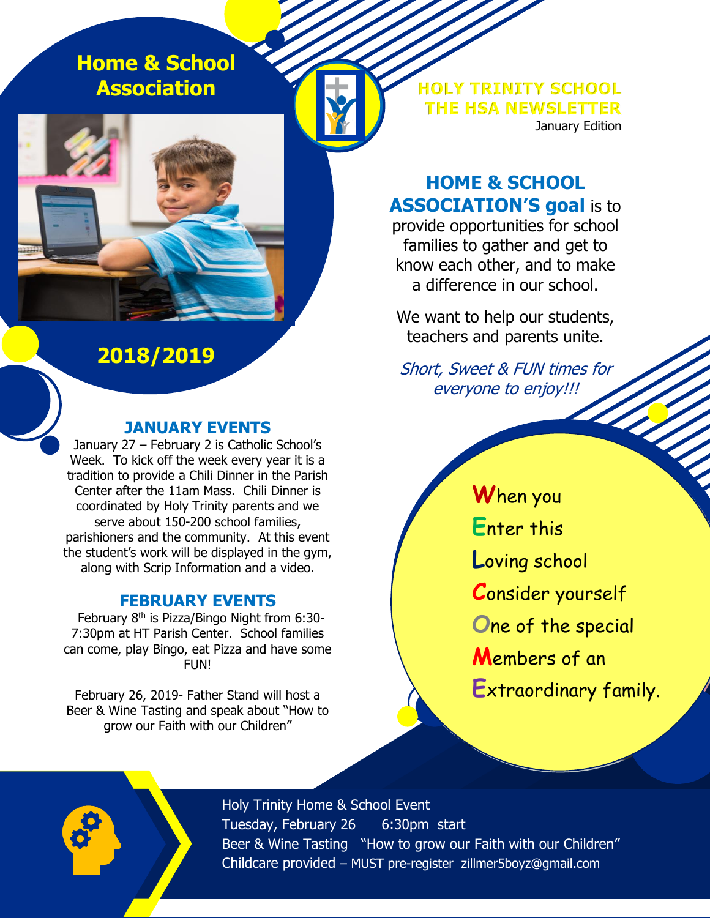# Home & School Association

## 2018/2019

**HOLY TRINITY SCHOOL**
**THE HSA NEWSLETTER**
January Edition

**HOME & SCHOOL ASSOCIATION'S goal** is to provide opportunities for school families to gather and get to know each other, and to make a difference in our school.

We want to help our students, teachers and parents unite.

*Short, Sweet & FUN times for everyone to enjoy!!!*

## JANUARY EVENTS

January 27 – February 2 is Catholic School's Week. To kick off the week every year it is a tradition to provide a Chili Dinner in the Parish Center after the 11am Mass. Chili Dinner is coordinated by Holy Trinity parents and we serve about 150-200 school families, parishioners and the community. At this event the student's work will be displayed in the gym, along with Scrip Information and a video.

## FEBRUARY EVENTS

February 8th is Pizza/Bingo Night from 6:30-7:30pm at HT Parish Center. School families can come, play Bingo, eat Pizza and have some FUN!

February 26, 2019- Father Stand will host a Beer & Wine Tasting and speak about "How to grow our Faith with our Children"

**W**hen you
**E**nter this
**L**oving school
**C**onsider yourself
**O**ne of the special
**M**embers of an
**E**xtraordinary family.

Holy Trinity Home & School Event
Tuesday, February 26 6:30pm start
Beer & Wine Tasting "How to grow our Faith with our Children"
Childcare provided – MUST pre-register zillmer5boyz@gmail.com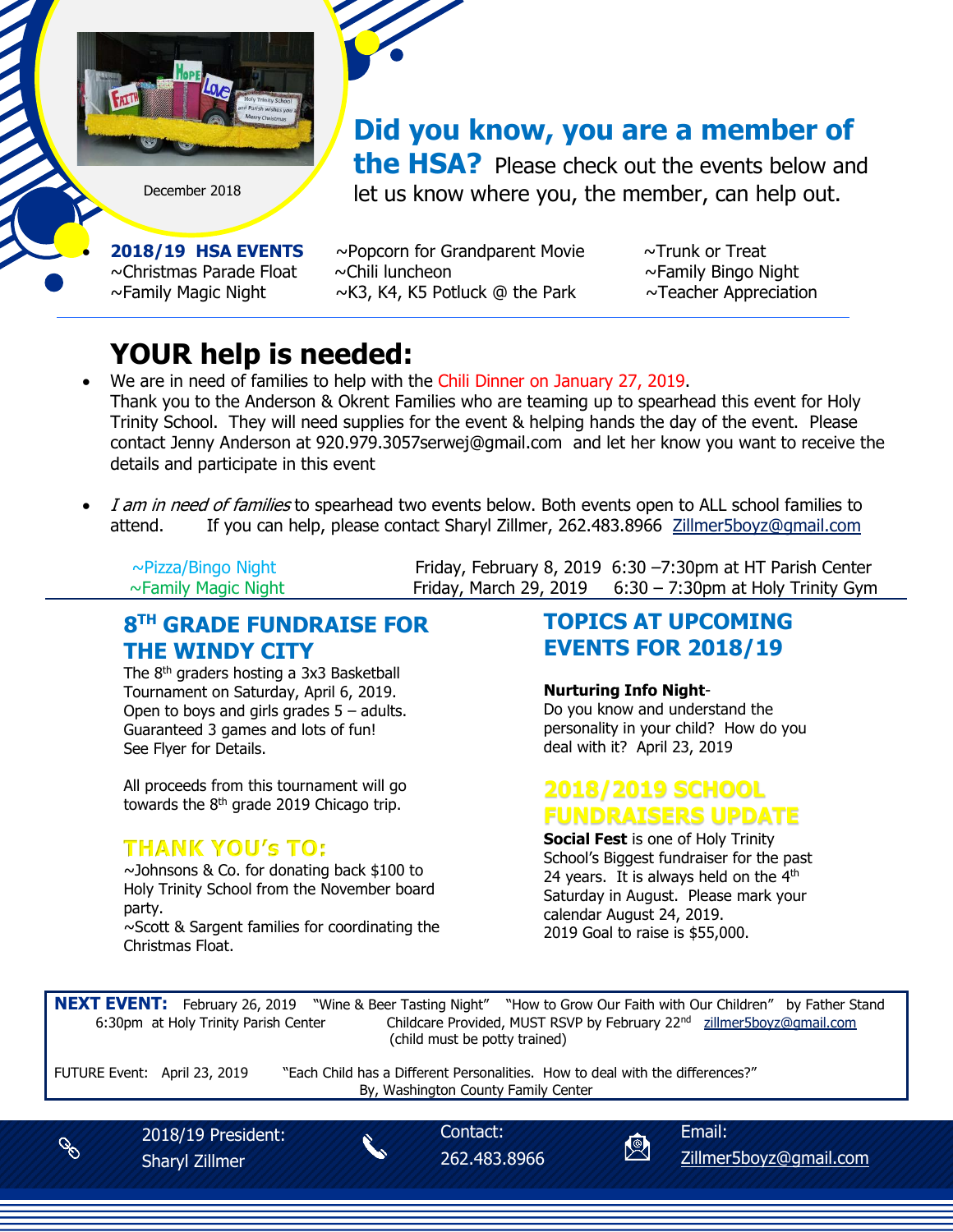December 2018

## Did you know, you are a member of the HSA? 

Please check out the events below and let us know where you, the member, can help out.

- **2018/19 HSA EVENTS**
  ~Christmas Parade Float
  ~Family Magic Night
  ~Popcorn for Grandparent Movie
  ~Chili luncheon
  ~K3, K4, K5 Potluck @ the Park
  ~Trunk or Treat
  ~Family Bingo Night
  ~Teacher Appreciation

# YOUR help is needed:

- We are in need of families to help with the Chili Dinner on January 27, 2019.
  Thank you to the Anderson & Okrent Families who are teaming up to spearhead this event for Holy Trinity School. They will need supplies for the event & helping hands the day of the event. Please contact Jenny Anderson at 920.979.3057serwej@gmail.com and let her know you want to receive the details and participate in this event

- *I am in need of families* to spearhead two events below. Both events open to ALL school families to attend. If you can help, please contact Sharyl Zillmer, 262.483.8966 Zillmer5boyz@gmail.com

| | |
|---|---|
| ~Pizza/Bingo Night | Friday, February 8, 2019 6:30 –7:30pm at HT Parish Center |
| ~Family Magic Night | Friday, March 29, 2019 6:30 – 7:30pm at Holy Trinity Gym |

## 8TH GRADE FUNDRAISE FOR THE WINDY CITY

The 8th graders hosting a 3x3 Basketball Tournament on Saturday, April 6, 2019. Open to boys and girls grades 5 – adults. Guaranteed 3 games and lots of fun! See Flyer for Details.

All proceeds from this tournament will go towards the 8th grade 2019 Chicago trip.

## THANK YOU's TO:

~Johnsons & Co. for donating back $100 to Holy Trinity School from the November board party.
~Scott & Sargent families for coordinating the Christmas Float.

## TOPICS AT UPCOMING EVENTS FOR 2018/19

**Nurturing Info Night**-
Do you know and understand the personality in your child? How do you deal with it? April 23, 2019

## 2018/2019 SCHOOL FUNDRAISERS UPDATE

**Social Fest** is one of Holy Trinity School's Biggest fundraiser for the past 24 years. It is always held on the 4th Saturday in August. Please mark your calendar August 24, 2019.
2019 Goal to raise is $55,000.

**NEXT EVENT:** February 26, 2019 "Wine & Beer Tasting Night" "How to Grow Our Faith with Our Children" by Father Stand
6:30pm at Holy Trinity Parish Center Childcare Provided, MUST RSVP by February 22nd zillmer5boyz@gmail.com (child must be potty trained)

FUTURE Event: April 23, 2019 "Each Child has a Different Personalities. How to deal with the differences?" By, Washington County Family Center

2018/19 President: Sharyl Zillmer
Contact: 262.483.8966
Email: Zillmer5boyz@gmail.com